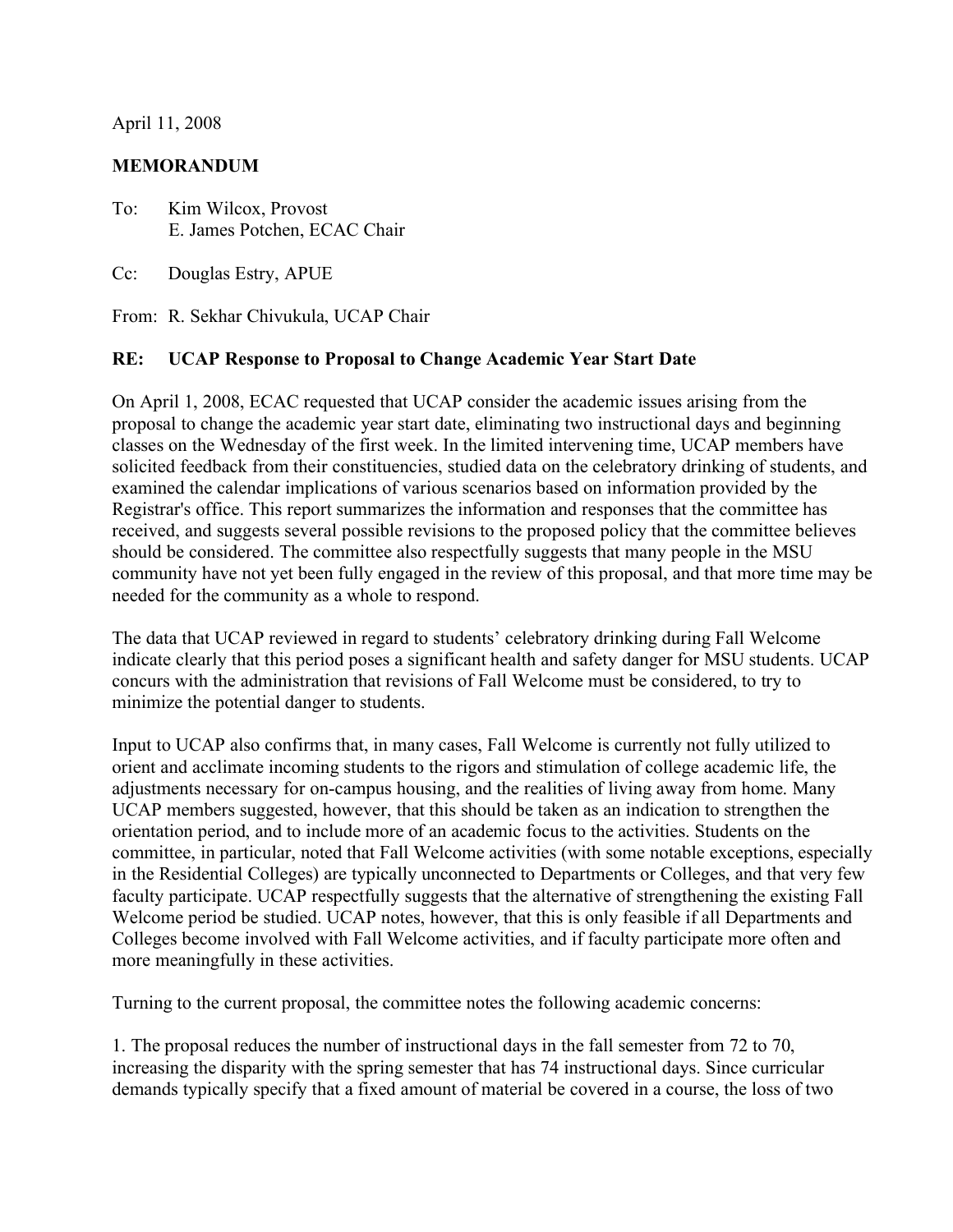April 11, 2008

**MEMORANDUM**

To: Kim Wilcox, Provost
E. James Potchen, ECAC Chair

Cc: Douglas Estry, APUE

From: R. Sekhar Chivukula, UCAP Chair

**RE: UCAP Response to Proposal to Change Academic Year Start Date**

On April 1, 2008, ECAC requested that UCAP consider the academic issues arising from the proposal to change the academic year start date, eliminating two instructional days and beginning classes on the Wednesday of the first week. In the limited intervening time, UCAP members have solicited feedback from their constituencies, studied data on the celebratory drinking of students, and examined the calendar implications of various scenarios based on information provided by the Registrar's office. This report summarizes the information and responses that the committee has received, and suggests several possible revisions to the proposed policy that the committee believes should be considered. The committee also respectfully suggests that many people in the MSU community have not yet been fully engaged in the review of this proposal, and that more time may be needed for the community as a whole to respond.

The data that UCAP reviewed in regard to students' celebratory drinking during Fall Welcome indicate clearly that this period poses a significant health and safety danger for MSU students. UCAP concurs with the administration that revisions of Fall Welcome must be considered, to try to minimize the potential danger to students.

Input to UCAP also confirms that, in many cases, Fall Welcome is currently not fully utilized to orient and acclimate incoming students to the rigors and stimulation of college academic life, the adjustments necessary for on-campus housing, and the realities of living away from home. Many UCAP members suggested, however, that this should be taken as an indication to strengthen the orientation period, and to include more of an academic focus to the activities. Students on the committee, in particular, noted that Fall Welcome activities (with some notable exceptions, especially in the Residential Colleges) are typically unconnected to Departments or Colleges, and that very few faculty participate. UCAP respectfully suggests that the alternative of strengthening the existing Fall Welcome period be studied. UCAP notes, however, that this is only feasible if all Departments and Colleges become involved with Fall Welcome activities, and if faculty participate more often and more meaningfully in these activities.

Turning to the current proposal, the committee notes the following academic concerns:

1. The proposal reduces the number of instructional days in the fall semester from 72 to 70, increasing the disparity with the spring semester that has 74 instructional days. Since curricular demands typically specify that a fixed amount of material be covered in a course, the loss of two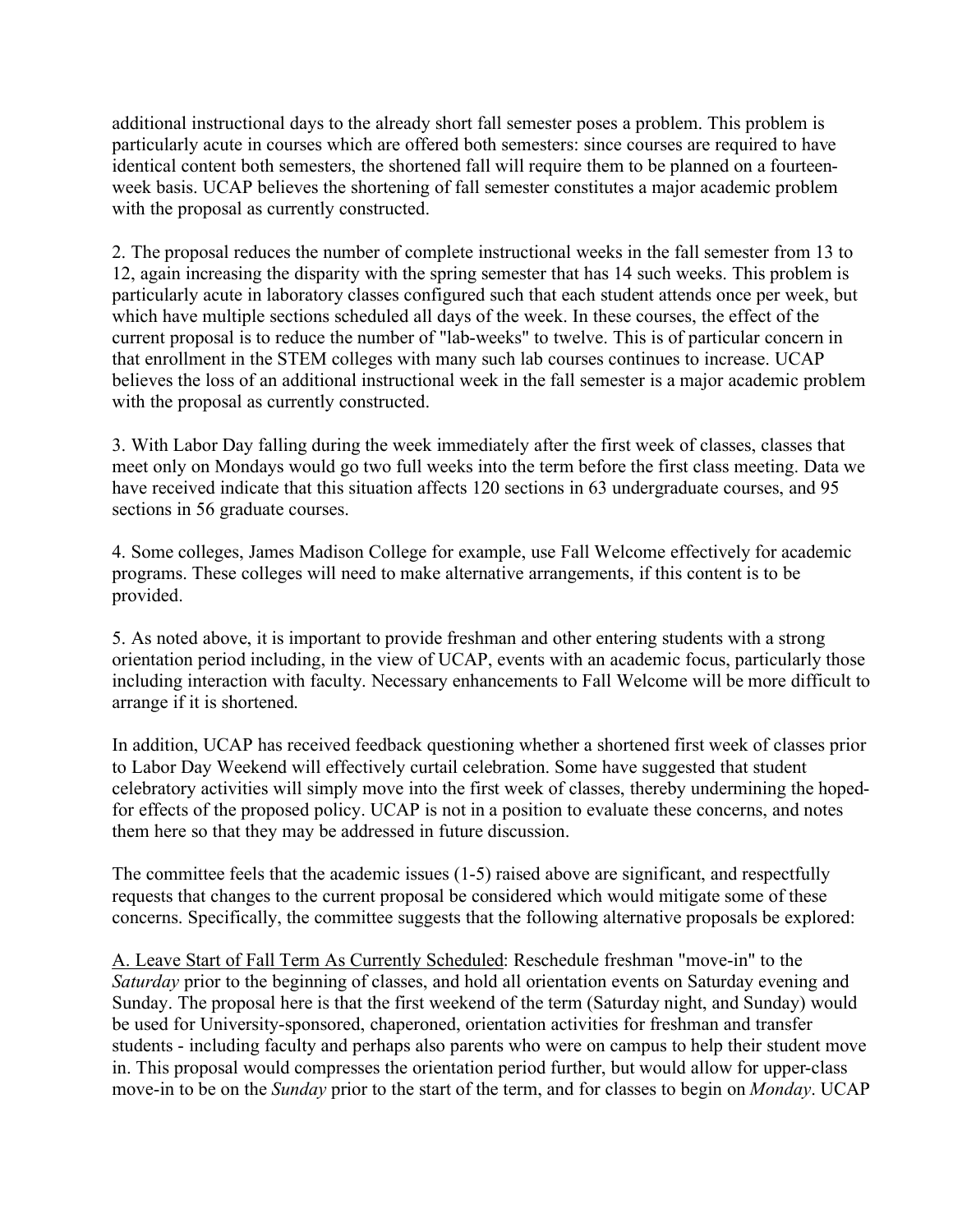additional instructional days to the already short fall semester poses a problem. This problem is particularly acute in courses which are offered both semesters: since courses are required to have identical content both semesters, the shortened fall will require them to be planned on a fourteen-week basis. UCAP believes the shortening of fall semester constitutes a major academic problem with the proposal as currently constructed.

2. The proposal reduces the number of complete instructional weeks in the fall semester from 13 to 12, again increasing the disparity with the spring semester that has 14 such weeks. This problem is particularly acute in laboratory classes configured such that each student attends once per week, but which have multiple sections scheduled all days of the week. In these courses, the effect of the current proposal is to reduce the number of "lab-weeks" to twelve. This is of particular concern in that enrollment in the STEM colleges with many such lab courses continues to increase. UCAP believes the loss of an additional instructional week in the fall semester is a major academic problem with the proposal as currently constructed.

3. With Labor Day falling during the week immediately after the first week of classes, classes that meet only on Mondays would go two full weeks into the term before the first class meeting. Data we have received indicate that this situation affects 120 sections in 63 undergraduate courses, and 95 sections in 56 graduate courses.

4. Some colleges, James Madison College for example, use Fall Welcome effectively for academic programs. These colleges will need to make alternative arrangements, if this content is to be provided.

5. As noted above, it is important to provide freshman and other entering students with a strong orientation period including, in the view of UCAP, events with an academic focus, particularly those including interaction with faculty. Necessary enhancements to Fall Welcome will be more difficult to arrange if it is shortened.

In addition, UCAP has received feedback questioning whether a shortened first week of classes prior to Labor Day Weekend will effectively curtail celebration. Some have suggested that student celebratory activities will simply move into the first week of classes, thereby undermining the hoped-for effects of the proposed policy. UCAP is not in a position to evaluate these concerns, and notes them here so that they may be addressed in future discussion.

The committee feels that the academic issues (1-5) raised above are significant, and respectfully requests that changes to the current proposal be considered which would mitigate some of these concerns. Specifically, the committee suggests that the following alternative proposals be explored:

<u>A. Leave Start of Fall Term As Currently Scheduled</u>: Reschedule freshman "move-in" to the *Saturday* prior to the beginning of classes, and hold all orientation events on Saturday evening and Sunday. The proposal here is that the first weekend of the term (Saturday night, and Sunday) would be used for University-sponsored, chaperoned, orientation activities for freshman and transfer students - including faculty and perhaps also parents who were on campus to help their student move in. This proposal would compresses the orientation period further, but would allow for upper-class move-in to be on the *Sunday* prior to the start of the term, and for classes to begin on *Monday*. UCAP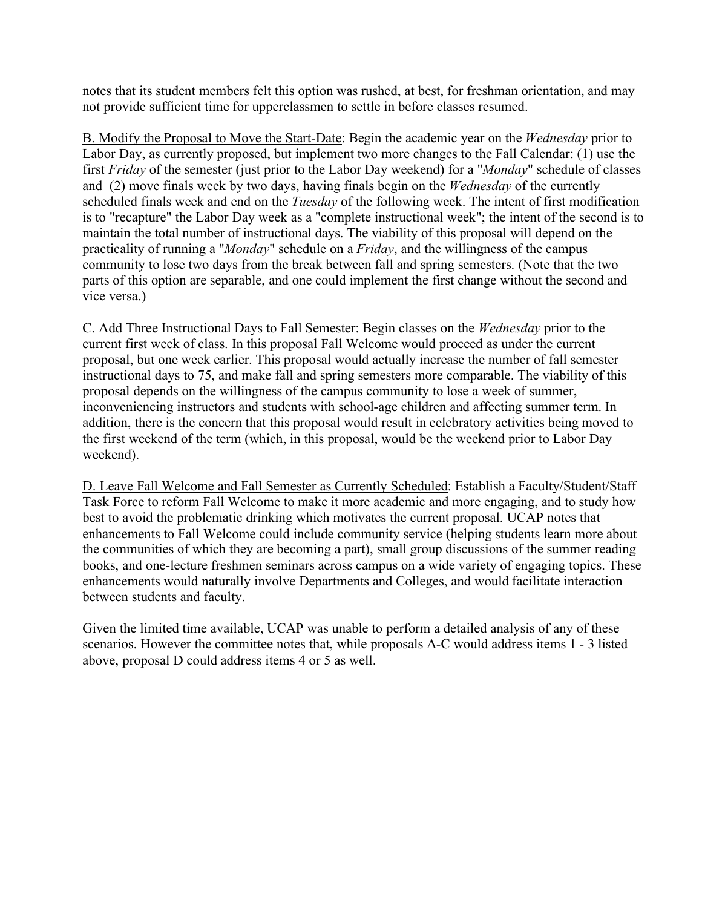notes that its student members felt this option was rushed, at best, for freshman orientation, and may not provide sufficient time for upperclassmen to settle in before classes resumed.

<u>B. Modify the Proposal to Move the Start-Date</u>: Begin the academic year on the *Wednesday* prior to Labor Day, as currently proposed, but implement two more changes to the Fall Calendar: (1) use the first *Friday* of the semester (just prior to the Labor Day weekend) for a "*Monday*" schedule of classes and (2) move finals week by two days, having finals begin on the *Wednesday* of the currently scheduled finals week and end on the *Tuesday* of the following week. The intent of first modification is to "recapture" the Labor Day week as a "complete instructional week"; the intent of the second is to maintain the total number of instructional days. The viability of this proposal will depend on the practicality of running a "*Monday*" schedule on a *Friday*, and the willingness of the campus community to lose two days from the break between fall and spring semesters. (Note that the two parts of this option are separable, and one could implement the first change without the second and vice versa.)

<u>C. Add Three Instructional Days to Fall Semester</u>: Begin classes on the *Wednesday* prior to the current first week of class. In this proposal Fall Welcome would proceed as under the current proposal, but one week earlier. This proposal would actually increase the number of fall semester instructional days to 75, and make fall and spring semesters more comparable. The viability of this proposal depends on the willingness of the campus community to lose a week of summer, inconveniencing instructors and students with school-age children and affecting summer term. In addition, there is the concern that this proposal would result in celebratory activities being moved to the first weekend of the term (which, in this proposal, would be the weekend prior to Labor Day weekend).

<u>D. Leave Fall Welcome and Fall Semester as Currently Scheduled</u>: Establish a Faculty/Student/Staff Task Force to reform Fall Welcome to make it more academic and more engaging, and to study how best to avoid the problematic drinking which motivates the current proposal. UCAP notes that enhancements to Fall Welcome could include community service (helping students learn more about the communities of which they are becoming a part), small group discussions of the summer reading books, and one-lecture freshmen seminars across campus on a wide variety of engaging topics. These enhancements would naturally involve Departments and Colleges, and would facilitate interaction between students and faculty.

Given the limited time available, UCAP was unable to perform a detailed analysis of any of these scenarios. However the committee notes that, while proposals A-C would address items 1 - 3 listed above, proposal D could address items 4 or 5 as well.